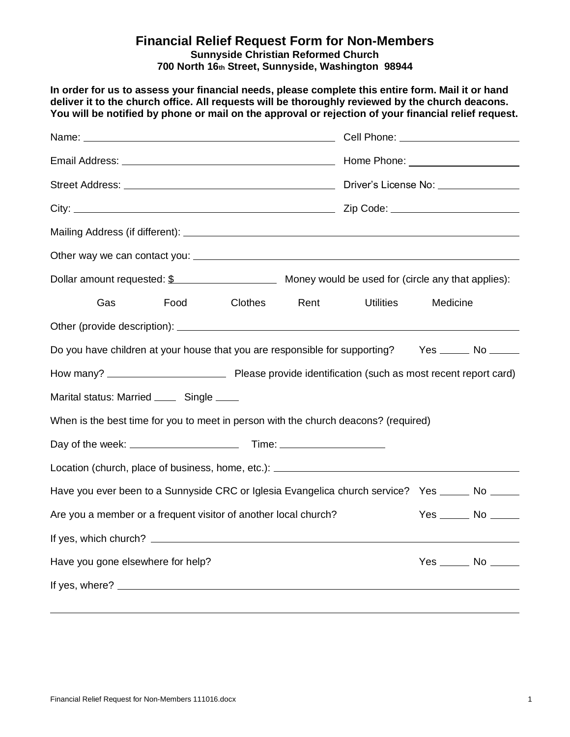# Financial Relief Request Form for Non-Members

**Sunnyside Christian Reformed Church**
**700 North 16th Street, Sunnyside, Washington 98944**

**In order for us to assess your financial needs, please complete this entire form. Mail it or hand deliver it to the church office. All requests will be thoroughly reviewed by the church deacons. You will be notified by phone or mail on the approval or rejection of your financial relief request.**

Name: ______________________________ Cell Phone: ____________________

Email Address: ______________________________ Home Phone: ____________________

Street Address: ______________________________ Driver's License No: ____________________

City: ______________________________ Zip Code: ____________________

Mailing Address (if different): ____________________________________________

Other way we can contact you: ____________________________________________

Dollar amount requested: $____________________ Money would be used for (circle any that applies):

Gas Food Clothes Rent Utilities Medicine

Other (provide description): ____________________________________________

Do you have children at your house that you are responsible for supporting? Yes ______ No ______

How many? ____________________ Please provide identification (such as most recent report card)

Marital status: Married ____ Single ____

When is the best time for you to meet in person with the church deacons? (required)

Day of the week: ____________________ Time: ____________________

Location (church, place of business, home, etc.): ____________________________________________

Have you ever been to a Sunnyside CRC or Iglesia Evangelica church service? Yes ______ No ______

Are you a member or a frequent visitor of another local church? Yes ______ No ______

If yes, which church? ____________________________________________

Have you gone elsewhere for help? Yes ______ No ______

If yes, where? ____________________________________________

____________________________________________

Financial Relief Request for Non-Members 111016.docx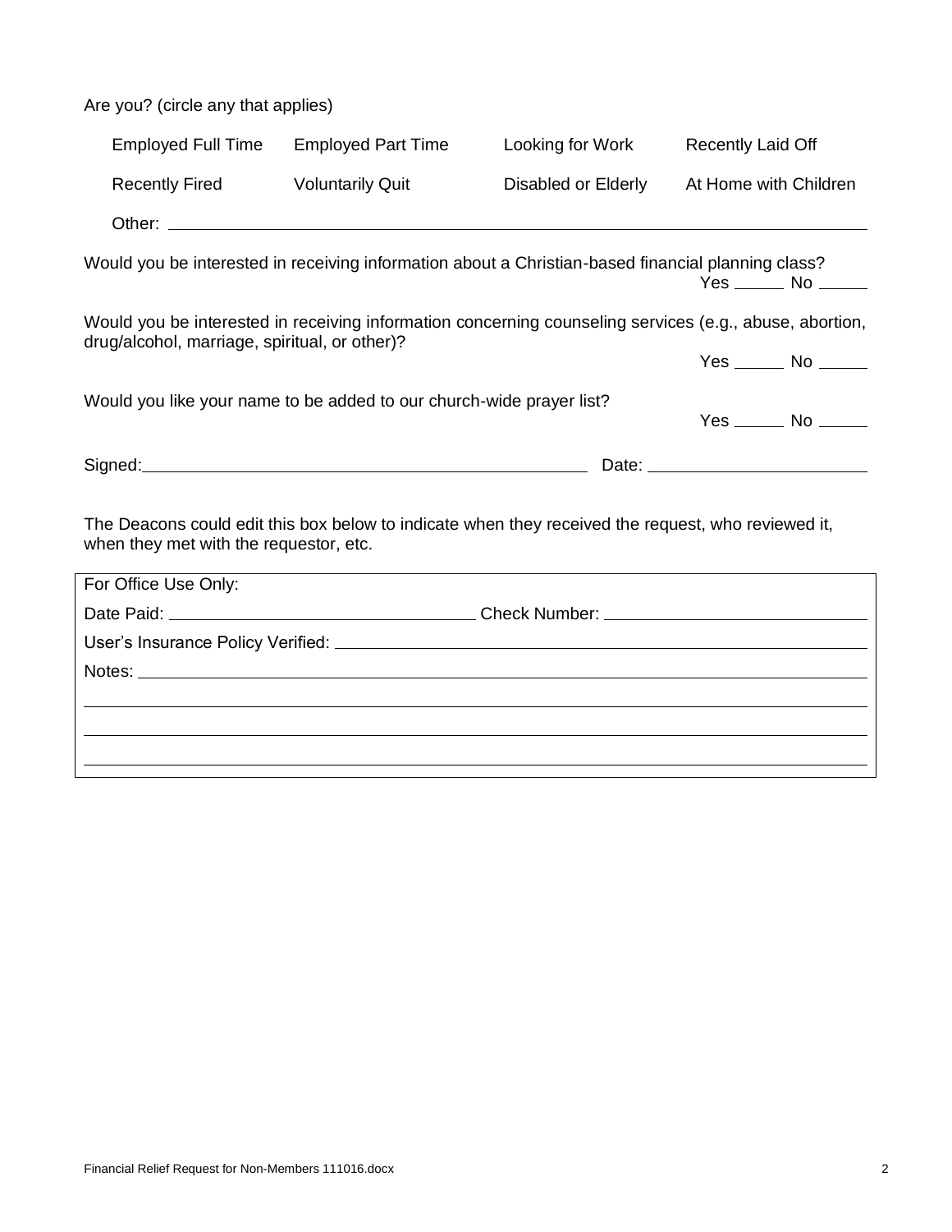Are you? (circle any that applies)

| | | | |
|---|---|---|---|
| Employed Full Time | Employed Part Time | Looking for Work | Recently Laid Off |
| Recently Fired | Voluntarily Quit | Disabled or Elderly | At Home with Children |

Other: ______________________________________________________________

Would you be interested in receiving information about a Christian-based financial planning class?

Yes ______ No ______

Would you be interested in receiving information concerning counseling services (e.g., abuse, abortion, drug/alcohol, marriage, spiritual, or other)?

Yes ______ No ______

Would you like your name to be added to our church-wide prayer list?

Yes ______ No ______

Signed: ______________________________________ Date: ____________________

The Deacons could edit this box below to indicate when they received the request, who reviewed it, when they met with the requestor, etc.

For Office Use Only:

Date Paid: __________________________ Check Number: ______________________

User's Insurance Policy Verified: ________________________________________

Notes: ____________________________________________________________

______________________________________________________________________

______________________________________________________________________

______________________________________________________________________